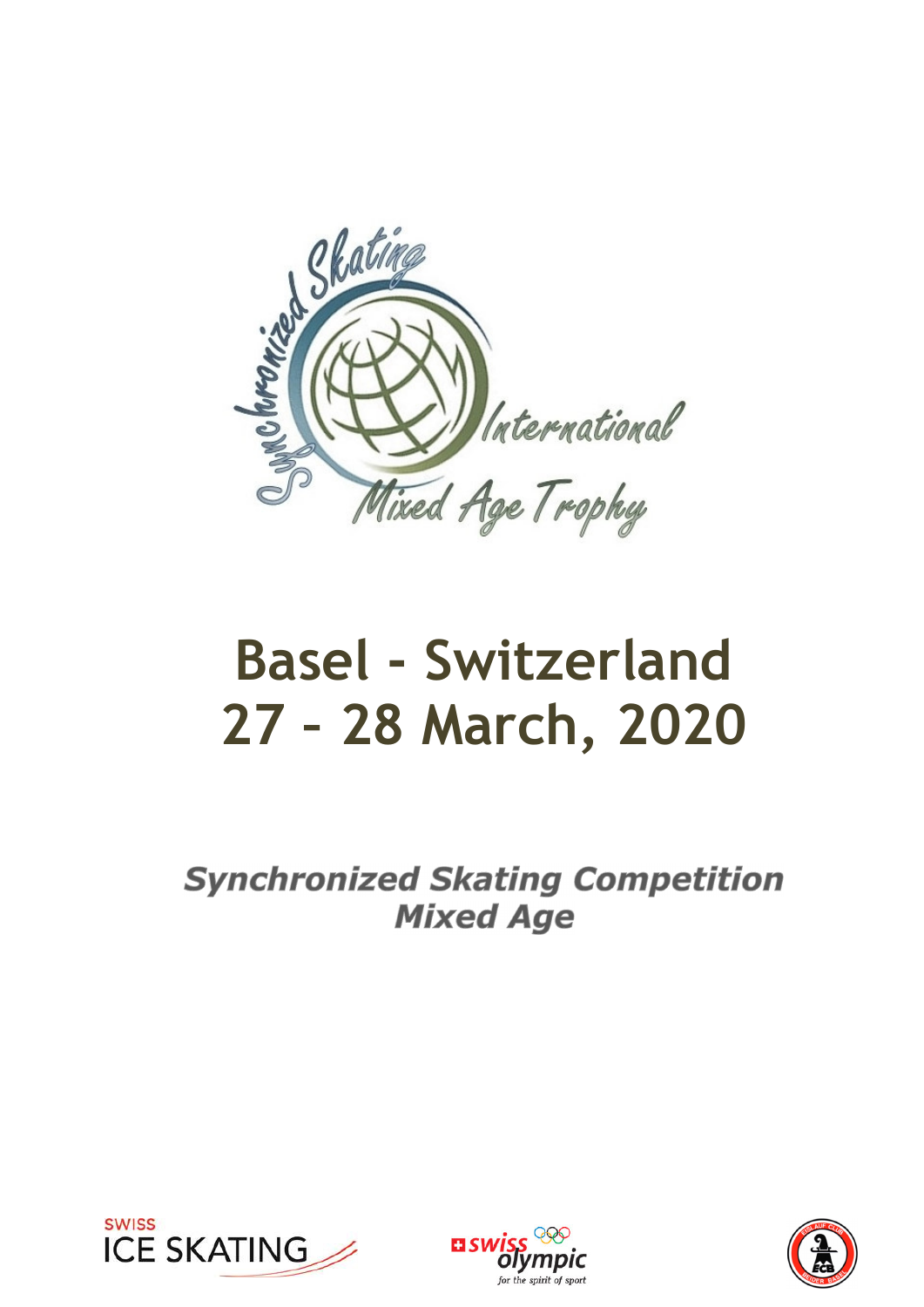Synchronized Skating International Mixed Age Trophy

# Basel - Switzerland
# 27 – 28 March, 2020

***Synchronized Skating Competition***
***Mixed Age***

SWISS ICE SKATING

swiss olympic
for the spirit of sport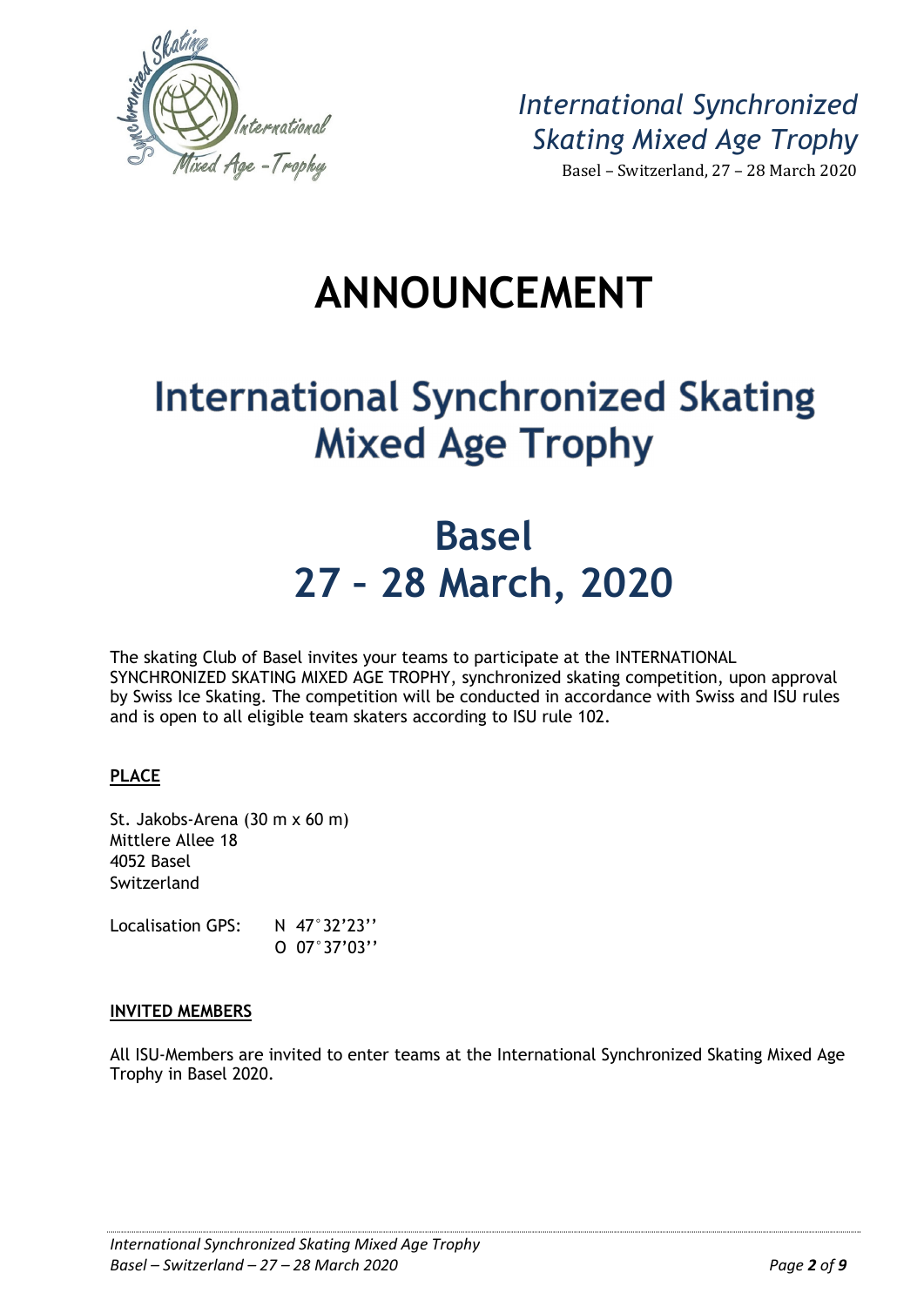# ANNOUNCEMENT

## International Synchronized Skating Mixed Age Trophy

## Basel 27 – 28 March, 2020

The skating Club of Basel invites your teams to participate at the INTERNATIONAL SYNCHRONIZED SKATING MIXED AGE TROPHY, synchronized skating competition, upon approval by Swiss Ice Skating. The competition will be conducted in accordance with Swiss and ISU rules and is open to all eligible team skaters according to ISU rule 102.

### PLACE

St. Jakobs-Arena (30 m x 60 m)
Mittlere Allee 18
4052 Basel
Switzerland

Localisation GPS: N 47°32'23''
O 07°37'03''

### INVITED MEMBERS

All ISU-Members are invited to enter teams at the International Synchronized Skating Mixed Age Trophy in Basel 2020.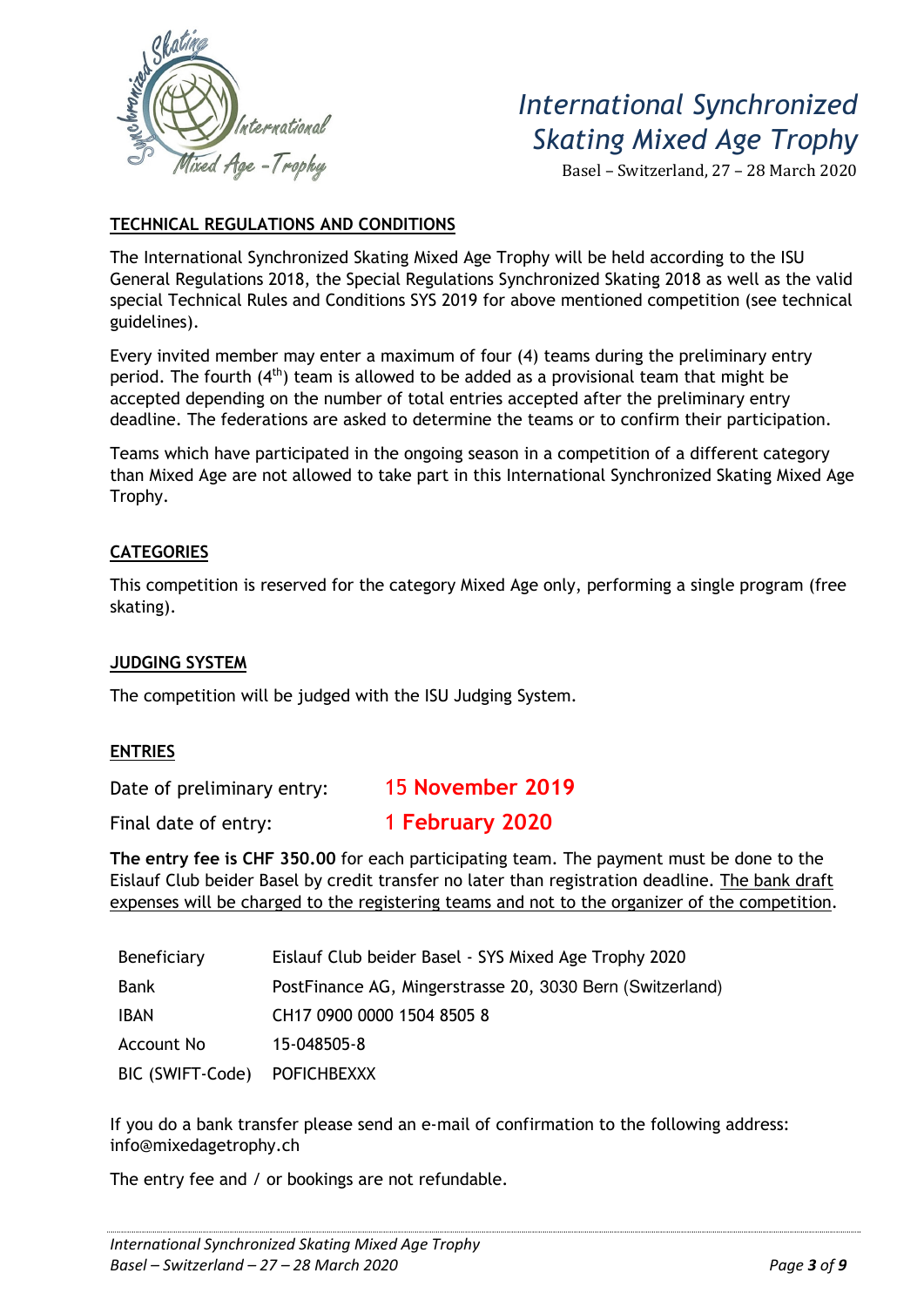## TECHNICAL REGULATIONS AND CONDITIONS

The International Synchronized Skating Mixed Age Trophy will be held according to the ISU General Regulations 2018, the Special Regulations Synchronized Skating 2018 as well as the valid special Technical Rules and Conditions SYS 2019 for above mentioned competition (see technical guidelines).

Every invited member may enter a maximum of four (4) teams during the preliminary entry period. The fourth (4th) team is allowed to be added as a provisional team that might be accepted depending on the number of total entries accepted after the preliminary entry deadline. The federations are asked to determine the teams or to confirm their participation.

Teams which have participated in the ongoing season in a competition of a different category than Mixed Age are not allowed to take part in this International Synchronized Skating Mixed Age Trophy.

## CATEGORIES

This competition is reserved for the category Mixed Age only, performing a single program (free skating).

## JUDGING SYSTEM

The competition will be judged with the ISU Judging System.

## ENTRIES

Date of preliminary entry: **15 November 2019**

Final date of entry: **1 February 2020**

**The entry fee is CHF 350.00** for each participating team. The payment must be done to the Eislauf Club beider Basel by credit transfer no later than registration deadline. The bank draft expenses will be charged to the registering teams and not to the organizer of the competition.

| | |
|---|---|
| Beneficiary | Eislauf Club beider Basel - SYS Mixed Age Trophy 2020 |
| Bank | PostFinance AG, Mingerstrasse 20, 3030 Bern (Switzerland) |
| IBAN | CH17 0900 0000 1504 8505 8 |
| Account No | 15-048505-8 |
| BIC (SWIFT-Code) | POFICHBEXXX |

If you do a bank transfer please send an e-mail of confirmation to the following address: info@mixedagetrophy.ch

The entry fee and / or bookings are not refundable.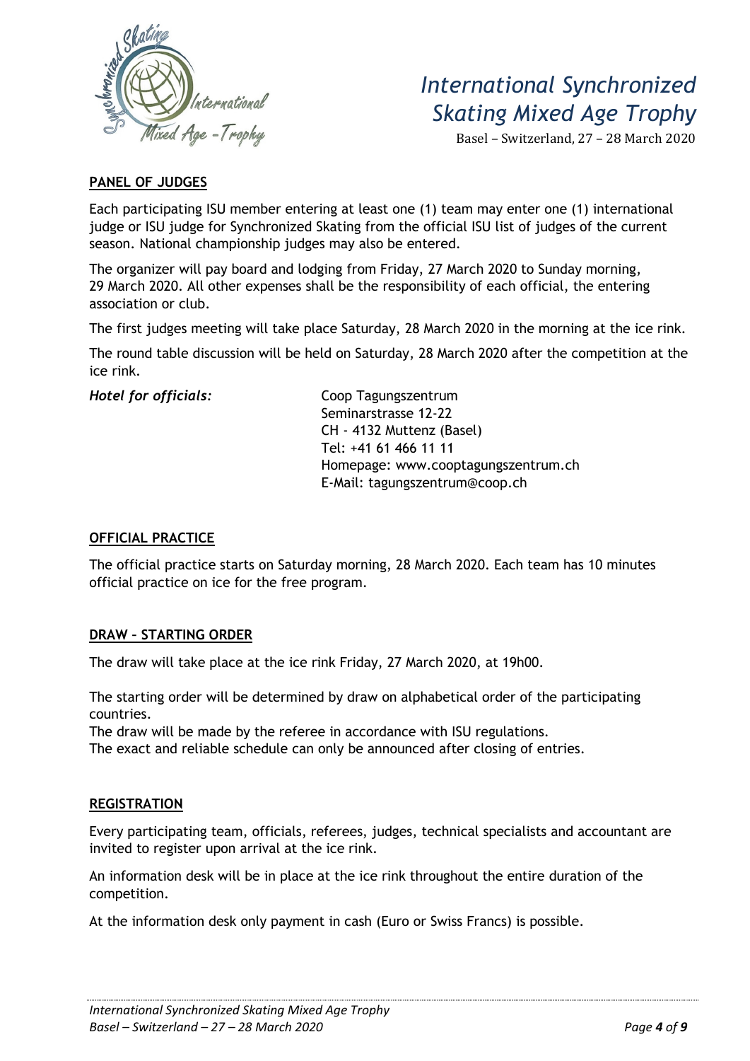## PANEL OF JUDGES

Each participating ISU member entering at least one (1) team may enter one (1) international judge or ISU judge for Synchronized Skating from the official ISU list of judges of the current season. National championship judges may also be entered.

The organizer will pay board and lodging from Friday, 27 March 2020 to Sunday morning, 29 March 2020. All other expenses shall be the responsibility of each official, the entering association or club.

The first judges meeting will take place Saturday, 28 March 2020 in the morning at the ice rink.

The round table discussion will be held on Saturday, 28 March 2020 after the competition at the ice rink.

*Hotel for officials:*

Coop Tagungszentrum
Seminarstrasse 12-22
CH - 4132 Muttenz (Basel)
Tel: +41 61 466 11 11
Homepage: www.cooptagungszentrum.ch
E-Mail: tagungszentrum@coop.ch

## OFFICIAL PRACTICE

The official practice starts on Saturday morning, 28 March 2020. Each team has 10 minutes official practice on ice for the free program.

## DRAW – STARTING ORDER

The draw will take place at the ice rink Friday, 27 March 2020, at 19h00.

The starting order will be determined by draw on alphabetical order of the participating countries.
The draw will be made by the referee in accordance with ISU regulations.
The exact and reliable schedule can only be announced after closing of entries.

## REGISTRATION

Every participating team, officials, referees, judges, technical specialists and accountant are invited to register upon arrival at the ice rink.

An information desk will be in place at the ice rink throughout the entire duration of the competition.

At the information desk only payment in cash (Euro or Swiss Francs) is possible.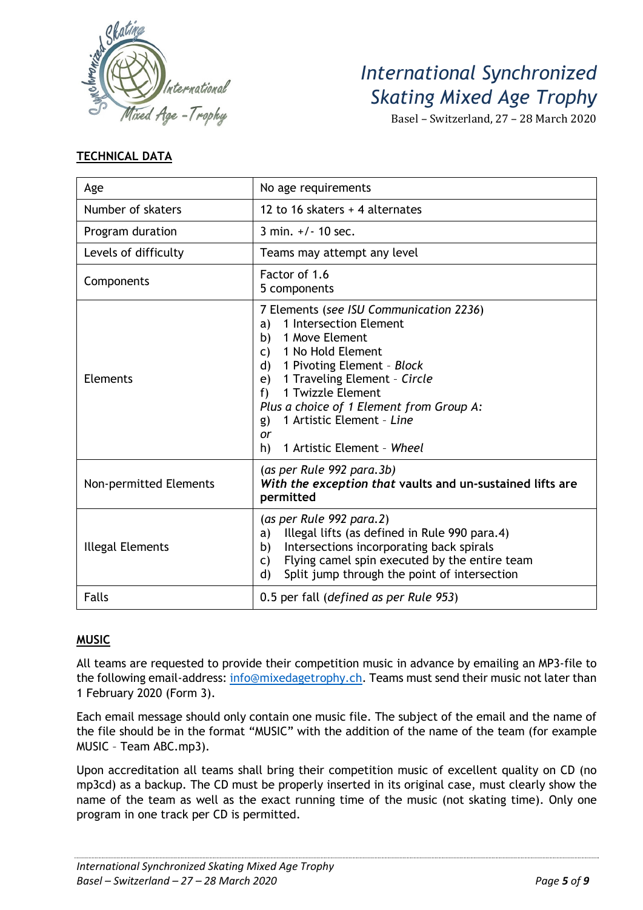## TECHNICAL DATA

| | |
|---|---|
| Age | No age requirements |
| Number of skaters | 12 to 16 skaters + 4 alternates |
| Program duration | 3 min. +/- 10 sec. |
| Levels of difficulty | Teams may attempt any level |
| Components | Factor of 1.6<br>5 components |
| Elements | 7 Elements (*see ISU Communication 2236*)<br>a) 1 Intersection Element<br>b) 1 Move Element<br>c) 1 No Hold Element<br>d) 1 Pivoting Element - *Block*<br>e) 1 Traveling Element - *Circle*<br>f) 1 Twizzle Element<br>*Plus a choice of 1 Element from Group A:*<br>g) 1 Artistic Element - *Line*<br>*or*<br>h) 1 Artistic Element - *Wheel* |
| Non-permitted Elements | (*as per Rule 992 para.3b*)<br>***With the exception that* vaults and un-sustained lifts are permitted** |
| Illegal Elements | (*as per Rule 992 para.2*)<br>a) Illegal lifts (as defined in Rule 990 para.4)<br>b) Intersections incorporating back spirals<br>c) Flying camel spin executed by the entire team<br>d) Split jump through the point of intersection |
| Falls | 0.5 per fall (*defined as per Rule 953*) |

## MUSIC

All teams are requested to provide their competition music in advance by emailing an MP3-file to the following email-address: info@mixedagetrophy.ch. Teams must send their music not later than 1 February 2020 (Form 3).

Each email message should only contain one music file. The subject of the email and the name of the file should be in the format "MUSIC" with the addition of the name of the team (for example MUSIC – Team ABC.mp3).

Upon accreditation all teams shall bring their competition music of excellent quality on CD (no mp3cd) as a backup. The CD must be properly inserted in its original case, must clearly show the name of the team as well as the exact running time of the music (not skating time). Only one program in one track per CD is permitted.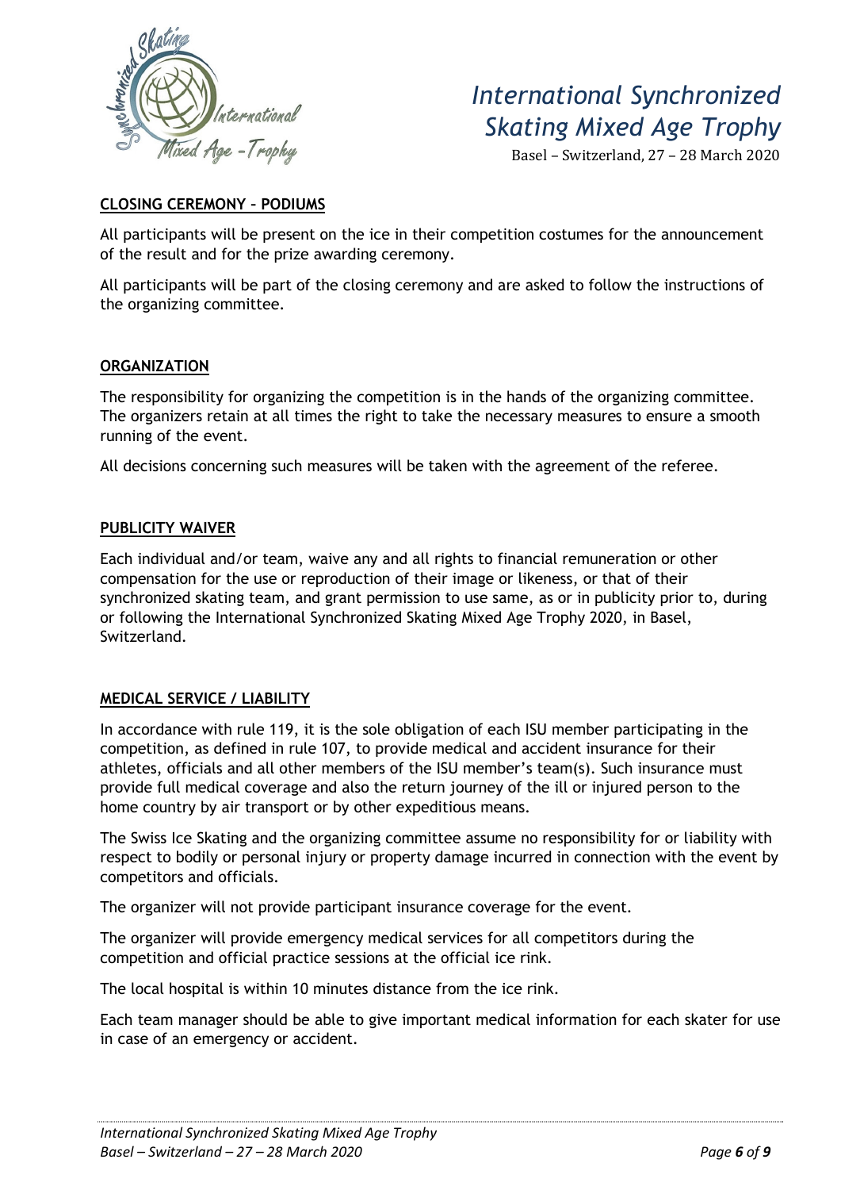## CLOSING CEREMONY – PODIUMS

All participants will be present on the ice in their competition costumes for the announcement of the result and for the prize awarding ceremony.

All participants will be part of the closing ceremony and are asked to follow the instructions of the organizing committee.

## ORGANIZATION

The responsibility for organizing the competition is in the hands of the organizing committee. The organizers retain at all times the right to take the necessary measures to ensure a smooth running of the event.

All decisions concerning such measures will be taken with the agreement of the referee.

## PUBLICITY WAIVER

Each individual and/or team, waive any and all rights to financial remuneration or other compensation for the use or reproduction of their image or likeness, or that of their synchronized skating team, and grant permission to use same, as or in publicity prior to, during or following the International Synchronized Skating Mixed Age Trophy 2020, in Basel, Switzerland.

## MEDICAL SERVICE / LIABILITY

In accordance with rule 119, it is the sole obligation of each ISU member participating in the competition, as defined in rule 107, to provide medical and accident insurance for their athletes, officials and all other members of the ISU member's team(s). Such insurance must provide full medical coverage and also the return journey of the ill or injured person to the home country by air transport or by other expeditious means.

The Swiss Ice Skating and the organizing committee assume no responsibility for or liability with respect to bodily or personal injury or property damage incurred in connection with the event by competitors and officials.

The organizer will not provide participant insurance coverage for the event.

The organizer will provide emergency medical services for all competitors during the competition and official practice sessions at the official ice rink.

The local hospital is within 10 minutes distance from the ice rink.

Each team manager should be able to give important medical information for each skater for use in case of an emergency or accident.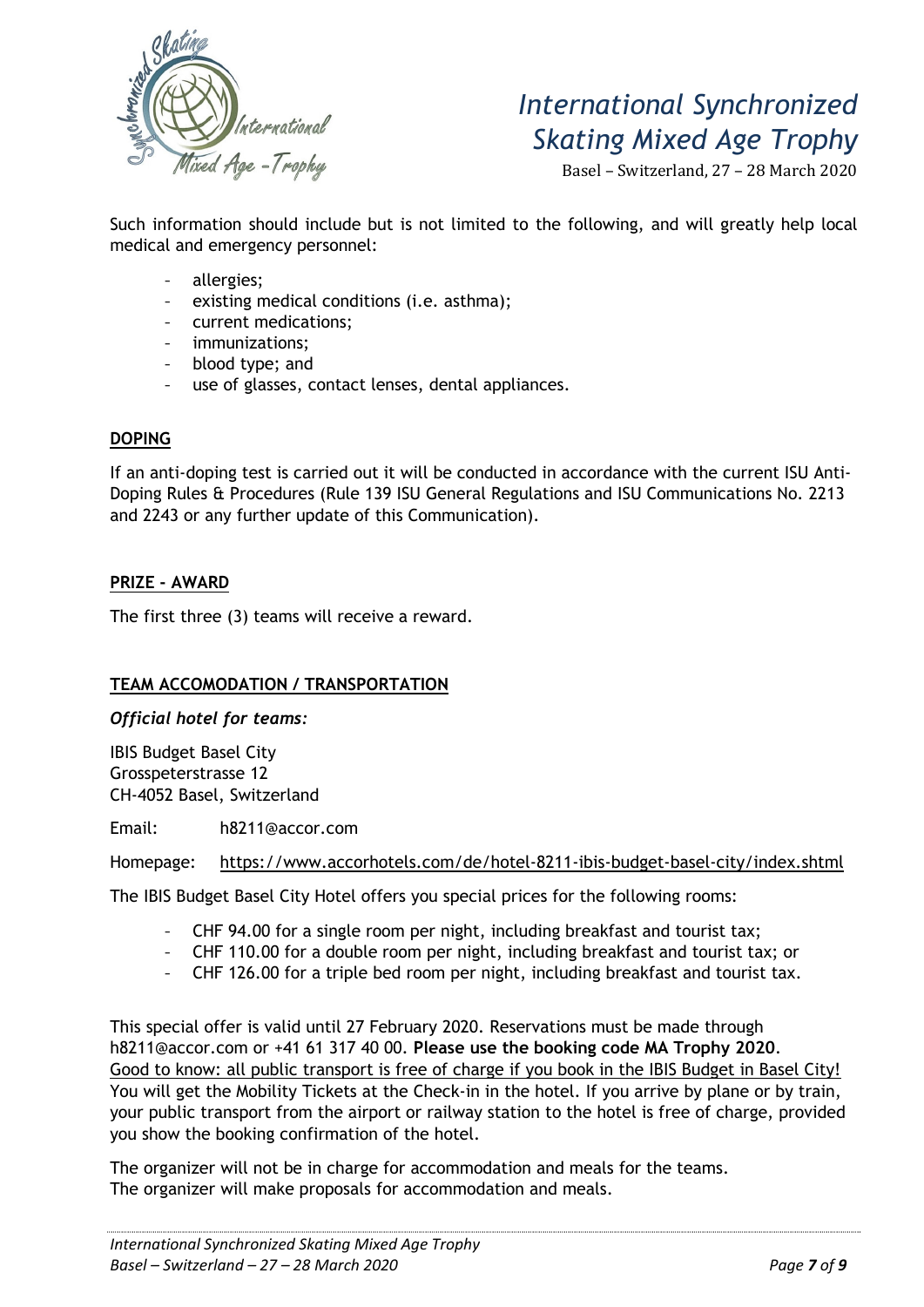Such information should include but is not limited to the following, and will greatly help local medical and emergency personnel:

- allergies;
- existing medical conditions (i.e. asthma);
- current medications;
- immunizations;
- blood type; and
- use of glasses, contact lenses, dental appliances.

## DOPING

If an anti-doping test is carried out it will be conducted in accordance with the current ISU Anti-Doping Rules & Procedures (Rule 139 ISU General Regulations and ISU Communications No. 2213 and 2243 or any further update of this Communication).

## PRIZE - AWARD

The first three (3) teams will receive a reward.

## TEAM ACCOMODATION / TRANSPORTATION

***Official hotel for teams:***

IBIS Budget Basel City
Grosspeterstrasse 12
CH-4052 Basel, Switzerland

Email: h8211@accor.com

Homepage: https://www.accorhotels.com/de/hotel-8211-ibis-budget-basel-city/index.shtml

The IBIS Budget Basel City Hotel offers you special prices for the following rooms:

- CHF 94.00 for a single room per night, including breakfast and tourist tax;
- CHF 110.00 for a double room per night, including breakfast and tourist tax; or
- CHF 126.00 for a triple bed room per night, including breakfast and tourist tax.

This special offer is valid until 27 February 2020. Reservations must be made through h8211@accor.com or +41 61 317 40 00. **Please use the booking code MA Trophy 2020**.
Good to know: all public transport is free of charge if you book in the IBIS Budget in Basel City! You will get the Mobility Tickets at the Check-in in the hotel. If you arrive by plane or by train, your public transport from the airport or railway station to the hotel is free of charge, provided you show the booking confirmation of the hotel.

The organizer will not be in charge for accommodation and meals for the teams.
The organizer will make proposals for accommodation and meals.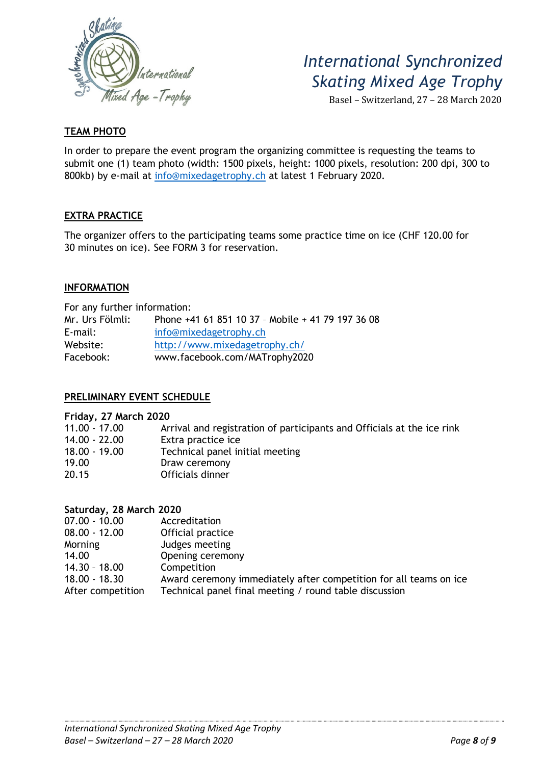## TEAM PHOTO

In order to prepare the event program the organizing committee is requesting the teams to submit one (1) team photo (width: 1500 pixels, height: 1000 pixels, resolution: 200 dpi, 300 to 800kb) by e-mail at info@mixedagetrophy.ch at latest 1 February 2020.

## EXTRA PRACTICE

The organizer offers to the participating teams some practice time on ice (CHF 120.00 for 30 minutes on ice). See FORM 3 for reservation.

## INFORMATION

For any further information:

| | |
|---|---|
| Mr. Urs Fölmli: | Phone +41 61 851 10 37 – Mobile + 41 79 197 36 08 |
| E-mail: | info@mixedagetrophy.ch |
| Website: | http://www.mixedagetrophy.ch/ |
| Facebook: | www.facebook.com/MATrophy2020 |

## PRELIMINARY EVENT SCHEDULE

**Friday, 27 March 2020**

| | |
|---|---|
| 11.00 - 17.00 | Arrival and registration of participants and Officials at the ice rink |
| 14.00 - 22.00 | Extra practice ice |
| 18.00 - 19.00 | Technical panel initial meeting |
| 19.00 | Draw ceremony |
| 20.15 | Officials dinner |

**Saturday, 28 March 2020**

| | |
|---|---|
| 07.00 - 10.00 | Accreditation |
| 08.00 - 12.00 | Official practice |
| Morning | Judges meeting |
| 14.00 | Opening ceremony |
| 14.30 – 18.00 | Competition |
| 18.00 - 18.30 | Award ceremony immediately after competition for all teams on ice |
| After competition | Technical panel final meeting / round table discussion |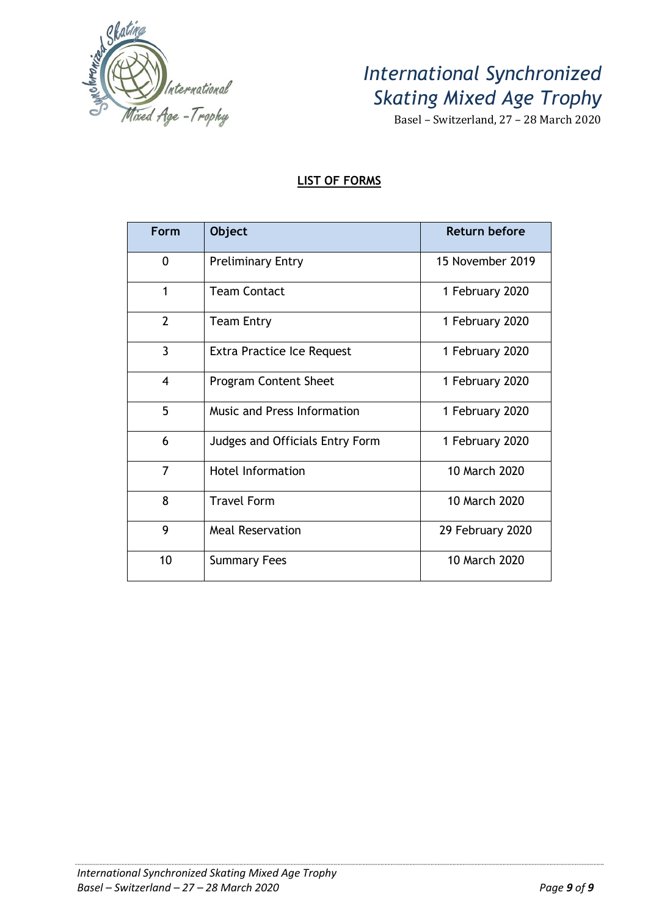## LIST OF FORMS

| Form | Object | Return before |
|---|---|---|
| 0 | Preliminary Entry | 15 November 2019 |
| 1 | Team Contact | 1 February 2020 |
| 2 | Team Entry | 1 February 2020 |
| 3 | Extra Practice Ice Request | 1 February 2020 |
| 4 | Program Content Sheet | 1 February 2020 |
| 5 | Music and Press Information | 1 February 2020 |
| 6 | Judges and Officials Entry Form | 1 February 2020 |
| 7 | Hotel Information | 10 March 2020 |
| 8 | Travel Form | 10 March 2020 |
| 9 | Meal Reservation | 29 February 2020 |
| 10 | Summary Fees | 10 March 2020 |